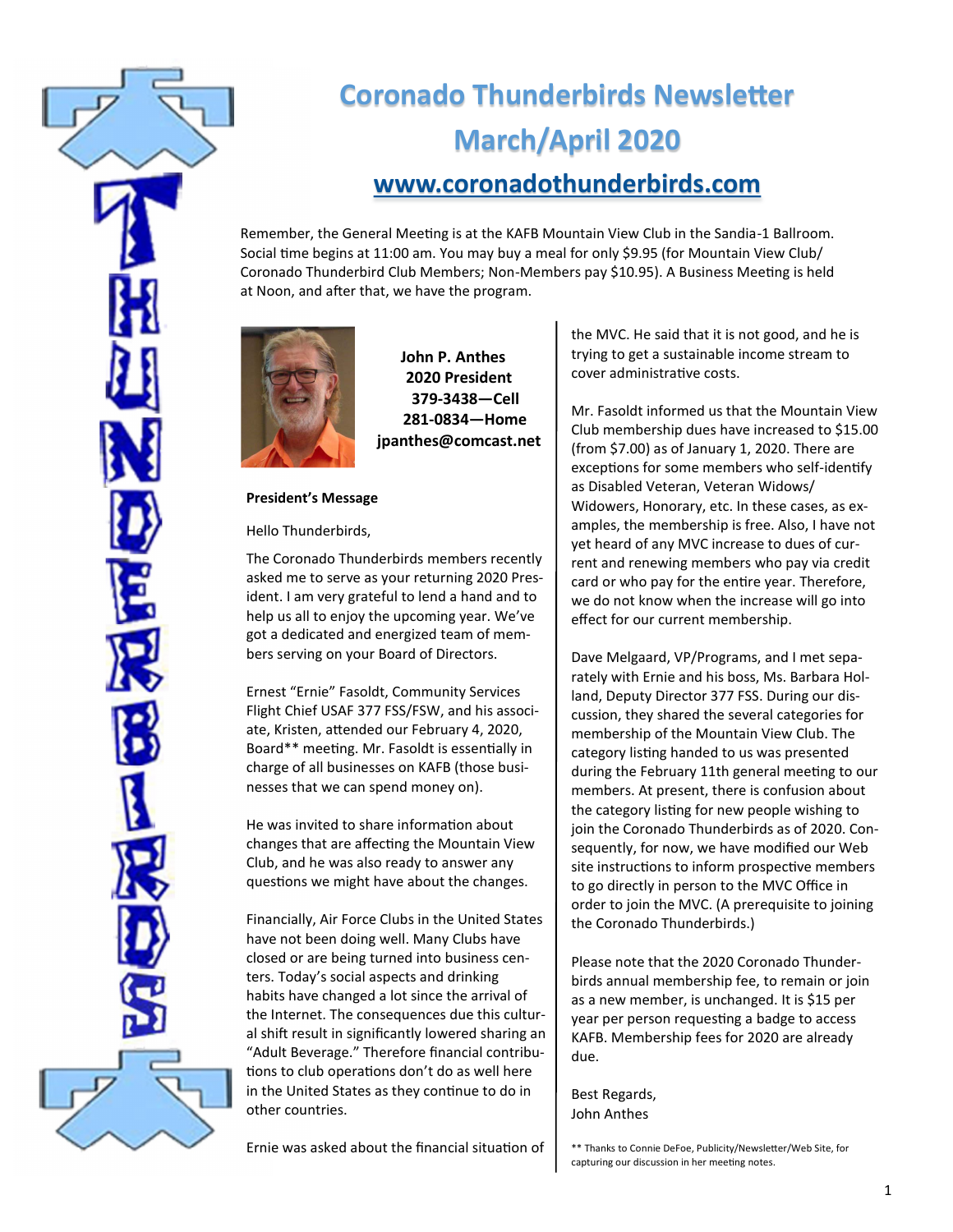# Coronado Thunderbirds Newsletter

# March/April 2020

## www.coronadothunderbirds.com

Remember, the General Meeting is at the KAFB Mountain View Club in the Sandia-1 Ballroom. Social time begins at 11:00 am. You may buy a meal for only $9.95 (for Mountain View Club/ Coronado Thunderbird Club Members; Non-Members pay $10.95). A Business Meeting is held at Noon, and after that, we have the program.

**John P. Anthes**
**2020 President**
**379-3438—Cell**
**281-0834—Home**
**jpanthes@comcast.net**

**President's Message**

Hello Thunderbirds,

The Coronado Thunderbirds members recently asked me to serve as your returning 2020 President. I am very grateful to lend a hand and to help us all to enjoy the upcoming year. We've got a dedicated and energized team of members serving on your Board of Directors.

Ernest "Ernie" Fasoldt, Community Services Flight Chief USAF 377 FSS/FSW, and his associate, Kristen, attended our February 4, 2020, Board** meeting. Mr. Fasoldt is essentially in charge of all businesses on KAFB (those businesses that we can spend money on).

He was invited to share information about changes that are affecting the Mountain View Club, and he was also ready to answer any questions we might have about the changes.

Financially, Air Force Clubs in the United States have not been doing well. Many Clubs have closed or are being turned into business centers. Today's social aspects and drinking habits have changed a lot since the arrival of the Internet. The consequences due this cultural shift result in significantly lowered sharing an "Adult Beverage." Therefore financial contributions to club operations don't do as well here in the United States as they continue to do in other countries.

Ernie was asked about the financial situation of the MVC. He said that it is not good, and he is trying to get a sustainable income stream to cover administrative costs.

Mr. Fasoldt informed us that the Mountain View Club membership dues have increased to $15.00 (from $7.00) as of January 1, 2020. There are exceptions for some members who self-identify as Disabled Veteran, Veteran Widows/ Widowers, Honorary, etc. In these cases, as examples, the membership is free. Also, I have not yet heard of any MVC increase to dues of current and renewing members who pay via credit card or who pay for the entire year. Therefore, we do not know when the increase will go into effect for our current membership.

Dave Melgaard, VP/Programs, and I met separately with Ernie and his boss, Ms. Barbara Holland, Deputy Director 377 FSS. During our discussion, they shared the several categories for membership of the Mountain View Club. The category listing handed to us was presented during the February 11th general meeting to our members. At present, there is confusion about the category listing for new people wishing to join the Coronado Thunderbirds as of 2020. Consequently, for now, we have modified our Web site instructions to inform prospective members to go directly in person to the MVC Office in order to join the MVC. (A prerequisite to joining the Coronado Thunderbirds.)

Please note that the 2020 Coronado Thunderbirds annual membership fee, to remain or join as a new member, is unchanged. It is $15 per year per person requesting a badge to access KAFB. Membership fees for 2020 are already due.

Best Regards,
John Anthes

** Thanks to Connie DeFoe, Publicity/Newsletter/Web Site, for capturing our discussion in her meeting notes.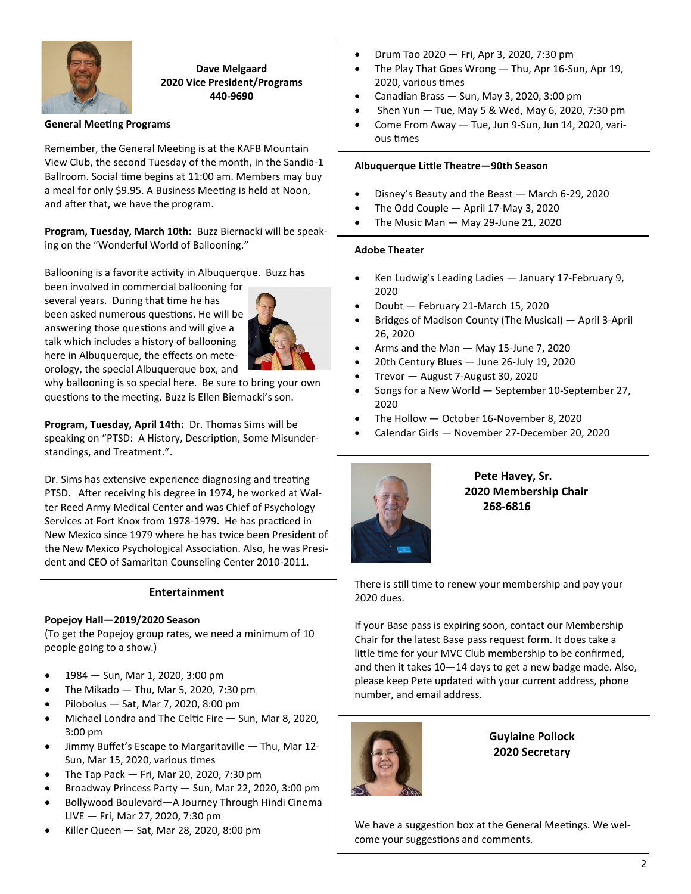**Dave Melgaard**
**2020 Vice President/Programs**
**440-9690**

**General Meeting Programs**

Remember, the General Meeting is at the KAFB Mountain View Club, the second Tuesday of the month, in the Sandia-1 Ballroom. Social time begins at 11:00 am. Members may buy a meal for only $9.95. A Business Meeting is held at Noon, and after that, we have the program.

**Program, Tuesday, March 10th:** Buzz Biernacki will be speaking on the "Wonderful World of Ballooning."

Ballooning is a favorite activity in Albuquerque. Buzz has been involved in commercial ballooning for several years. During that time he has been asked numerous questions. He will be answering those questions and will give a talk which includes a history of ballooning here in Albuquerque, the effects on meteorology, the special Albuquerque box, and why ballooning is so special here. Be sure to bring your own questions to the meeting. Buzz is Ellen Biernacki's son.

**Program, Tuesday, April 14th:** Dr. Thomas Sims will be speaking on "PTSD: A History, Description, Some Misunderstandings, and Treatment.".

Dr. Sims has extensive experience diagnosing and treating PTSD. After receiving his degree in 1974, he worked at Walter Reed Army Medical Center and was Chief of Psychology Services at Fort Knox from 1978-1979. He has practiced in New Mexico since 1979 where he has twice been President of the New Mexico Psychological Association. Also, he was President and CEO of Samaritan Counseling Center 2010-2011.

## Entertainment

**Popejoy Hall—2019/2020 Season**
(To get the Popejoy group rates, we need a minimum of 10 people going to a show.)

- 1984 — Sun, Mar 1, 2020, 3:00 pm
- The Mikado — Thu, Mar 5, 2020, 7:30 pm
- Pilobolus — Sat, Mar 7, 2020, 8:00 pm
- Michael Londra and The Celtic Fire — Sun, Mar 8, 2020, 3:00 pm
- Jimmy Buffet's Escape to Margaritaville — Thu, Mar 12-Sun, Mar 15, 2020, various times
- The Tap Pack — Fri, Mar 20, 2020, 7:30 pm
- Broadway Princess Party — Sun, Mar 22, 2020, 3:00 pm
- Bollywood Boulevard—A Journey Through Hindi Cinema LIVE — Fri, Mar 27, 2020, 7:30 pm
- Killer Queen — Sat, Mar 28, 2020, 8:00 pm
- Drum Tao 2020 — Fri, Apr 3, 2020, 7:30 pm
- The Play That Goes Wrong — Thu, Apr 16-Sun, Apr 19, 2020, various times
- Canadian Brass — Sun, May 3, 2020, 3:00 pm
- Shen Yun — Tue, May 5 & Wed, May 6, 2020, 7:30 pm
- Come From Away — Tue, Jun 9-Sun, Jun 14, 2020, various times

**Albuquerque Little Theatre—90th Season**

- Disney's Beauty and the Beast — March 6-29, 2020
- The Odd Couple — April 17-May 3, 2020
- The Music Man — May 29-June 21, 2020

**Adobe Theater**

- Ken Ludwig's Leading Ladies — January 17-February 9, 2020
- Doubt — February 21-March 15, 2020
- Bridges of Madison County (The Musical) — April 3-April 26, 2020
- Arms and the Man — May 15-June 7, 2020
- 20th Century Blues — June 26-July 19, 2020
- Trevor — August 7-August 30, 2020
- Songs for a New World — September 10-September 27, 2020
- The Hollow — October 16-November 8, 2020
- Calendar Girls — November 27-December 20, 2020

**Pete Havey, Sr.**
**2020 Membership Chair**
**268-6816**

There is still time to renew your membership and pay your 2020 dues.

If your Base pass is expiring soon, contact our Membership Chair for the latest Base pass request form. It does take a little time for your MVC Club membership to be confirmed, and then it takes 10—14 days to get a new badge made. Also, please keep Pete updated with your current address, phone number, and email address.

**Guylaine Pollock**
**2020 Secretary**

We have a suggestion box at the General Meetings. We welcome your suggestions and comments.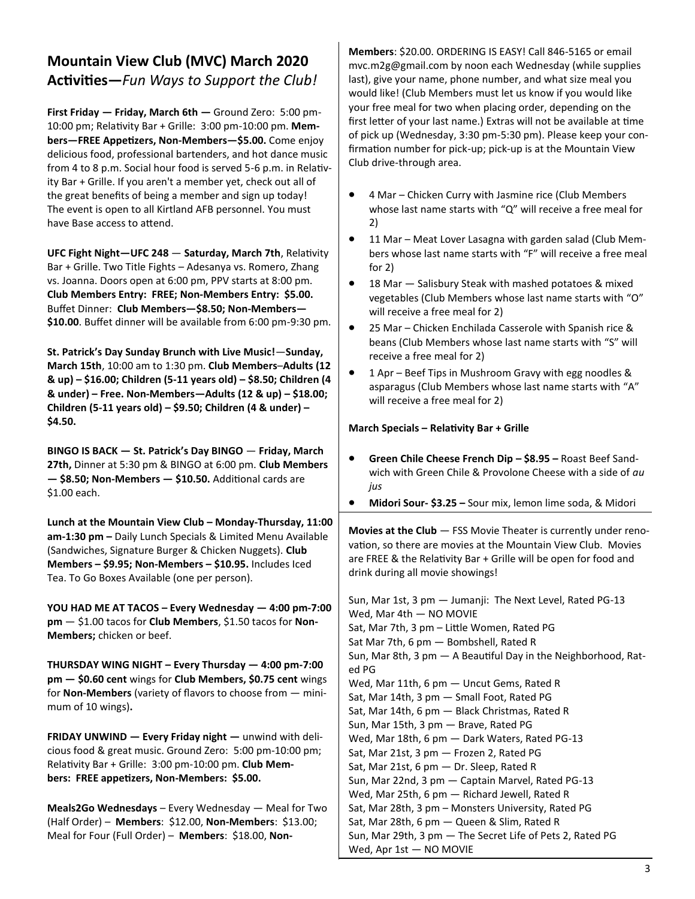## Mountain View Club (MVC) March 2020 Activities—*Fun Ways to Support the Club!*

**First Friday — Friday, March 6th —** Ground Zero: 5:00 pm-10:00 pm; Relativity Bar + Grille: 3:00 pm-10:00 pm. **Members—FREE Appetizers, Non-Members—$5.00.** Come enjoy delicious food, professional bartenders, and hot dance music from 4 to 8 p.m. Social hour food is served 5-6 p.m. in Relativity Bar + Grille. If you aren't a member yet, check out all of the great benefits of being a member and sign up today! The event is open to all Kirtland AFB personnel. You must have Base access to attend.

**UFC Fight Night—UFC 248** — **Saturday, March 7th**, Relativity Bar + Grille. Two Title Fights – Adesanya vs. Romero, Zhang vs. Joanna. Doors open at 6:00 pm, PPV starts at 8:00 pm. **Club Members Entry: FREE; Non-Members Entry: $5.00.** Buffet Dinner: **Club Members—$8.50; Non-Members—$10.00**. Buffet dinner will be available from 6:00 pm-9:30 pm.

**St. Patrick's Day Sunday Brunch with Live Music!**—**Sunday, March 15th**, 10:00 am to 1:30 pm. **Club Members–Adults (12 & up) – $16.00; Children (5-11 years old) – $8.50; Children (4 & under) – Free. Non-Members—Adults (12 & up) – $18.00; Children (5-11 years old) – $9.50; Children (4 & under) – $4.50.**

**BINGO IS BACK — St. Patrick's Day BINGO** — **Friday, March 27th,** Dinner at 5:30 pm & BINGO at 6:00 pm. **Club Members — $8.50; Non-Members — $10.50.** Additional cards are $1.00 each.

**Lunch at the Mountain View Club – Monday-Thursday, 11:00 am-1:30 pm –** Daily Lunch Specials & Limited Menu Available (Sandwiches, Signature Burger & Chicken Nuggets). **Club Members – $9.95; Non-Members – $10.95.** Includes Iced Tea. To Go Boxes Available (one per person).

**YOU HAD ME AT TACOS – Every Wednesday — 4:00 pm-7:00 pm** — $1.00 tacos for **Club Members**, $1.50 tacos for **Non-Members;** chicken or beef.

**THURSDAY WING NIGHT – Every Thursday — 4:00 pm-7:00 pm — $0.60 cent** wings for **Club Members, $0.75 cent** wings for **Non-Members** (variety of flavors to choose from — minimum of 10 wings)**.**

**FRIDAY UNWIND — Every Friday night —** unwind with delicious food & great music. Ground Zero: 5:00 pm-10:00 pm; Relativity Bar + Grille: 3:00 pm-10:00 pm. **Club Members: FREE appetizers, Non-Members: $5.00.**

**Meals2Go Wednesdays** – Every Wednesday — Meal for Two (Half Order) – **Members**: $12.00, **Non-Members**: $13.00; Meal for Four (Full Order) – **Members**: $18.00, **Non-Members**: $20.00. ORDERING IS EASY! Call 846-5165 or email mvc.m2g@gmail.com by noon each Wednesday (while supplies last), give your name, phone number, and what size meal you would like! (Club Members must let us know if you would like your free meal for two when placing order, depending on the first letter of your last name.) Extras will not be available at time of pick up (Wednesday, 3:30 pm-5:30 pm). Please keep your confirmation number for pick-up; pick-up is at the Mountain View Club drive-through area.

- 4 Mar – Chicken Curry with Jasmine rice (Club Members whose last name starts with "Q" will receive a free meal for 2)
- 11 Mar – Meat Lover Lasagna with garden salad (Club Members whose last name starts with "F" will receive a free meal for 2)
- 18 Mar — Salisbury Steak with mashed potatoes & mixed vegetables (Club Members whose last name starts with "O" will receive a free meal for 2)
- 25 Mar – Chicken Enchilada Casserole with Spanish rice & beans (Club Members whose last name starts with "S" will receive a free meal for 2)
- 1 Apr – Beef Tips in Mushroom Gravy with egg noodles & asparagus (Club Members whose last name starts with "A" will receive a free meal for 2)

**March Specials – Relativity Bar + Grille**

- **Green Chile Cheese French Dip – $8.95 –** Roast Beef Sandwich with Green Chile & Provolone Cheese with a side of *au jus*
- **Midori Sour- $3.25 –** Sour mix, lemon lime soda, & Midori

**Movies at the Club** — FSS Movie Theater is currently under renovation, so there are movies at the Mountain View Club. Movies are FREE & the Relativity Bar + Grille will be open for food and drink during all movie showings!

Sun, Mar 1st, 3 pm — Jumanji: The Next Level, Rated PG-13
Wed, Mar 4th — NO MOVIE
Sat, Mar 7th, 3 pm – Little Women, Rated PG
Sat Mar 7th, 6 pm — Bombshell, Rated R
Sun, Mar 8th, 3 pm — A Beautiful Day in the Neighborhood, Rated PG
Wed, Mar 11th, 6 pm — Uncut Gems, Rated R
Sat, Mar 14th, 3 pm — Small Foot, Rated PG
Sat, Mar 14th, 6 pm — Black Christmas, Rated R
Sun, Mar 15th, 3 pm — Brave, Rated PG
Wed, Mar 18th, 6 pm — Dark Waters, Rated PG-13
Sat, Mar 21st, 3 pm — Frozen 2, Rated PG
Sat, Mar 21st, 6 pm — Dr. Sleep, Rated R
Sun, Mar 22nd, 3 pm — Captain Marvel, Rated PG-13
Wed, Mar 25th, 6 pm — Richard Jewell, Rated R
Sat, Mar 28th, 3 pm – Monsters University, Rated PG
Sat, Mar 28th, 6 pm — Queen & Slim, Rated R
Sun, Mar 29th, 3 pm — The Secret Life of Pets 2, Rated PG
Wed, Apr 1st — NO MOVIE